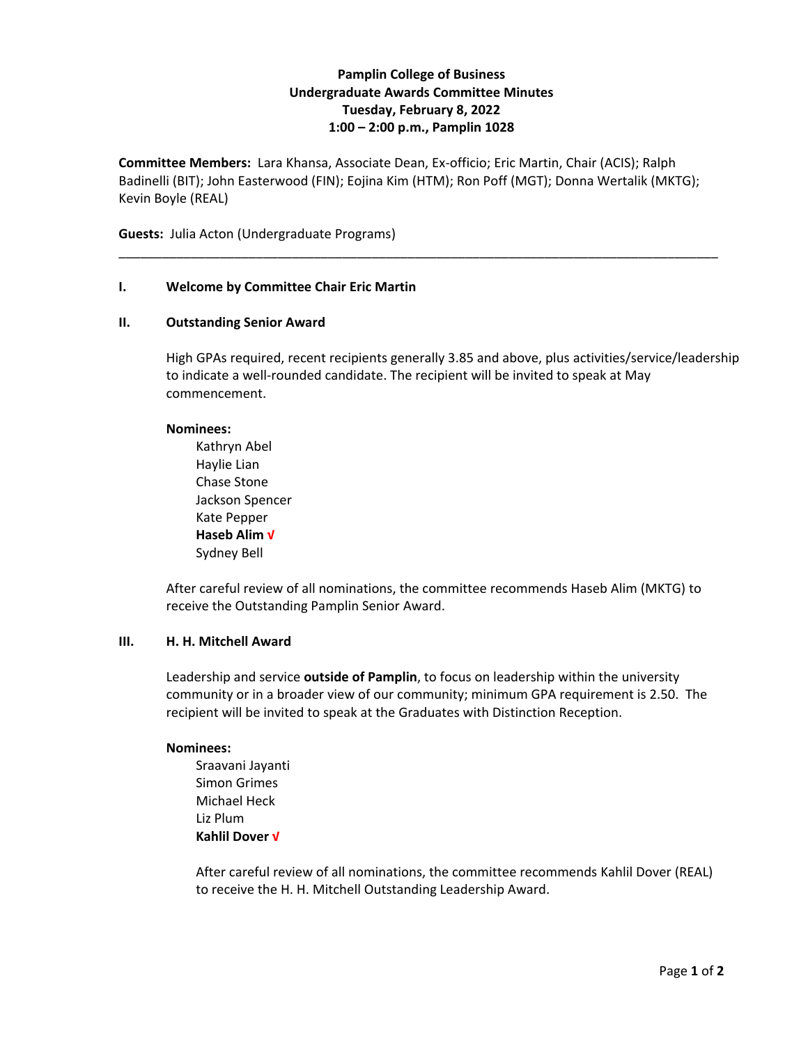**Pamplin College of Business**
**Undergraduate Awards Committee Minutes**
**Tuesday, February 8, 2022**
**1:00 – 2:00 p.m., Pamplin 1028**

**Committee Members:** Lara Khansa, Associate Dean, Ex-officio; Eric Martin, Chair (ACIS); Ralph Badinelli (BIT); John Easterwood (FIN); Eojina Kim (HTM); Ron Poff (MGT); Donna Wertalik (MKTG); Kevin Boyle (REAL)

**Guests:** Julia Acton (Undergraduate Programs)

---

## I. Welcome by Committee Chair Eric Martin

## II. Outstanding Senior Award

High GPAs required, recent recipients generally 3.85 and above, plus activities/service/leadership to indicate a well-rounded candidate. The recipient will be invited to speak at May commencement.

**Nominees:**

- Kathryn Abel
- Haylie Lian
- Chase Stone
- Jackson Spencer
- Kate Pepper
- **Haseb Alim √**
- Sydney Bell

After careful review of all nominations, the committee recommends Haseb Alim (MKTG) to receive the Outstanding Pamplin Senior Award.

## III. H. H. Mitchell Award

Leadership and service **outside of Pamplin**, to focus on leadership within the university community or in a broader view of our community; minimum GPA requirement is 2.50. The recipient will be invited to speak at the Graduates with Distinction Reception.

**Nominees:**

- Sraavani Jayanti
- Simon Grimes
- Michael Heck
- Liz Plum
- **Kahlil Dover √**

After careful review of all nominations, the committee recommends Kahlil Dover (REAL) to receive the H. H. Mitchell Outstanding Leadership Award.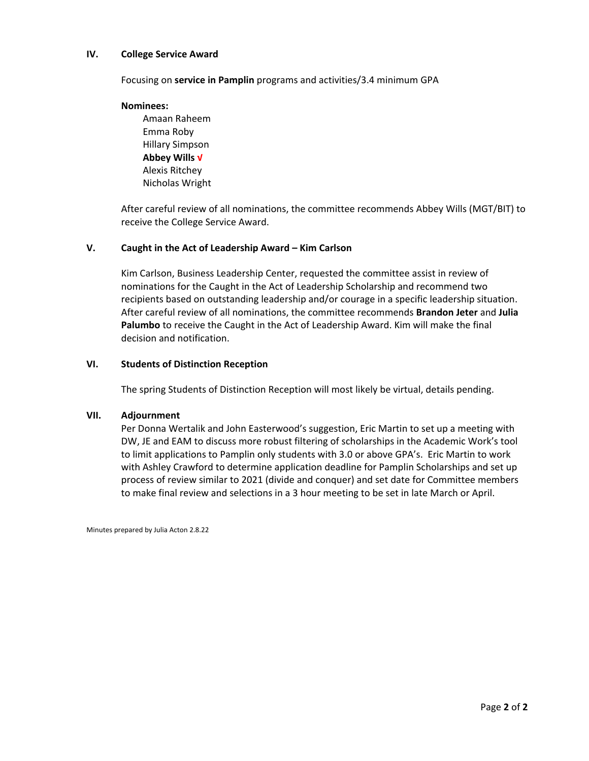## IV. College Service Award

Focusing on **service in Pamplin** programs and activities/3.4 minimum GPA

**Nominees:**

- Amaan Raheem
- Emma Roby
- Hillary Simpson
- **Abbey Wills √**
- Alexis Ritchey
- Nicholas Wright

After careful review of all nominations, the committee recommends Abbey Wills (MGT/BIT) to receive the College Service Award.

## V. Caught in the Act of Leadership Award – Kim Carlson

Kim Carlson, Business Leadership Center, requested the committee assist in review of nominations for the Caught in the Act of Leadership Scholarship and recommend two recipients based on outstanding leadership and/or courage in a specific leadership situation. After careful review of all nominations, the committee recommends **Brandon Jeter** and **Julia Palumbo** to receive the Caught in the Act of Leadership Award. Kim will make the final decision and notification.

## VI. Students of Distinction Reception

The spring Students of Distinction Reception will most likely be virtual, details pending.

## VII. Adjournment

Per Donna Wertalik and John Easterwood's suggestion, Eric Martin to set up a meeting with DW, JE and EAM to discuss more robust filtering of scholarships in the Academic Work's tool to limit applications to Pamplin only students with 3.0 or above GPA's. Eric Martin to work with Ashley Crawford to determine application deadline for Pamplin Scholarships and set up process of review similar to 2021 (divide and conquer) and set date for Committee members to make final review and selections in a 3 hour meeting to be set in late March or April.

Minutes prepared by Julia Acton 2.8.22